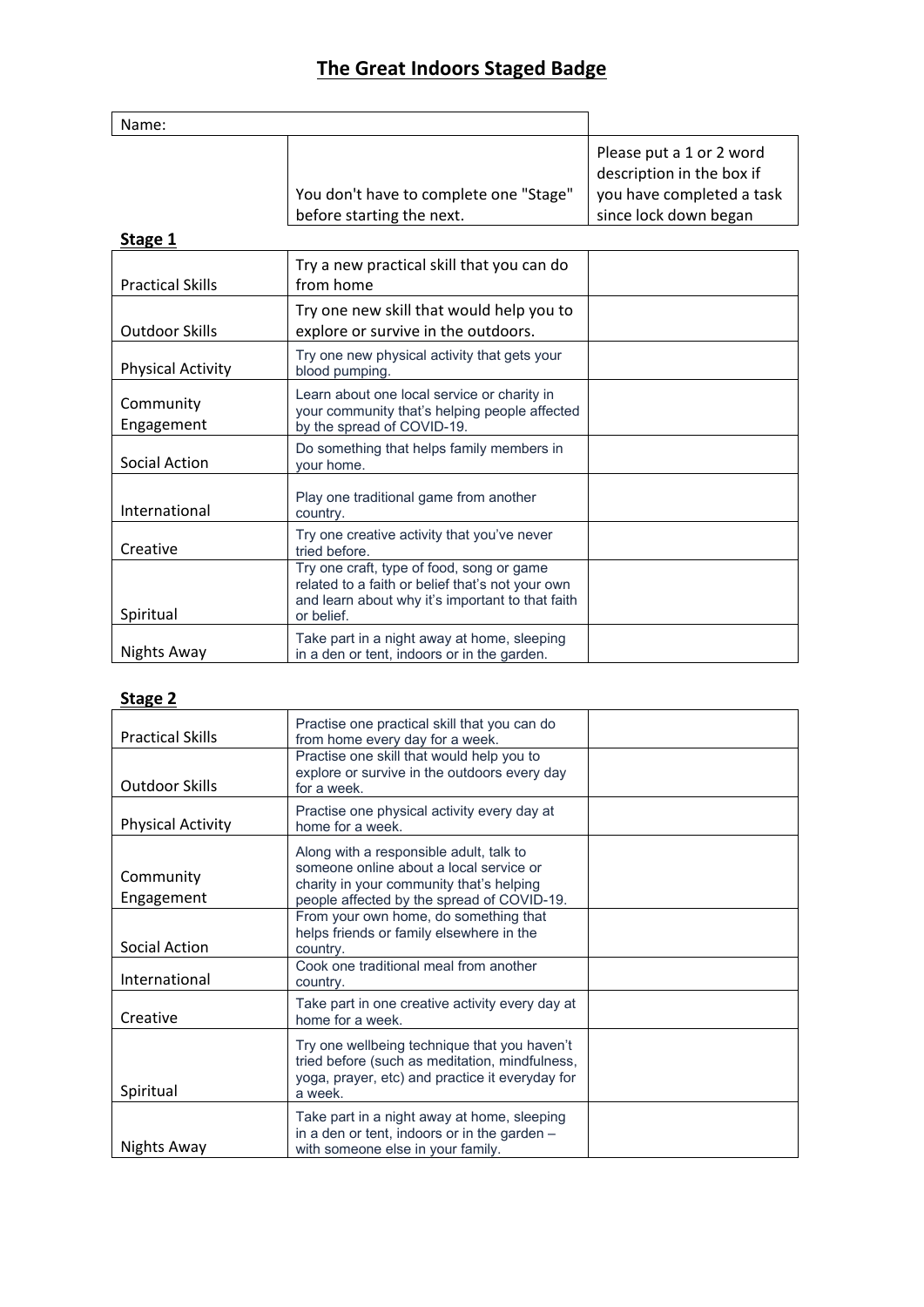# The Great Indoors Staged Badge

| Name: | | |
|---|---|---|
| | You don't have to complete one "Stage" before starting the next. | Please put a 1 or 2 word description in the box if you have completed a task since lock down began |

## Stage 1

| | | |
|---|---|---|
| Practical Skills | Try a new practical skill that you can do from home | |
| Outdoor Skills | Try one new skill that would help you to explore or survive in the outdoors. | |
| Physical Activity | Try one new physical activity that gets your blood pumping. | |
| Community Engagement | Learn about one local service or charity in your community that's helping people affected by the spread of COVID-19. | |
| Social Action | Do something that helps family members in your home. | |
| International | Play one traditional game from another country. | |
| Creative | Try one creative activity that you've never tried before. | |
| Spiritual | Try one craft, type of food, song or game related to a faith or belief that's not your own and learn about why it's important to that faith or belief. | |
| Nights Away | Take part in a night away at home, sleeping in a den or tent, indoors or in the garden. | |

## Stage 2

| | | |
|---|---|---|
| Practical Skills | Practise one practical skill that you can do from home every day for a week. | |
| Outdoor Skills | Practise one skill that would help you to explore or survive in the outdoors every day for a week. | |
| Physical Activity | Practise one physical activity every day at home for a week. | |
| Community Engagement | Along with a responsible adult, talk to someone online about a local service or charity in your community that's helping people affected by the spread of COVID-19. | |
| Social Action | From your own home, do something that helps friends or family elsewhere in the country. | |
| International | Cook one traditional meal from another country. | |
| Creative | Take part in one creative activity every day at home for a week. | |
| Spiritual | Try one wellbeing technique that you haven't tried before (such as meditation, mindfulness, yoga, prayer, etc) and practice it everyday for a week. | |
| Nights Away | Take part in a night away at home, sleeping in a den or tent, indoors or in the garden – with someone else in your family. | |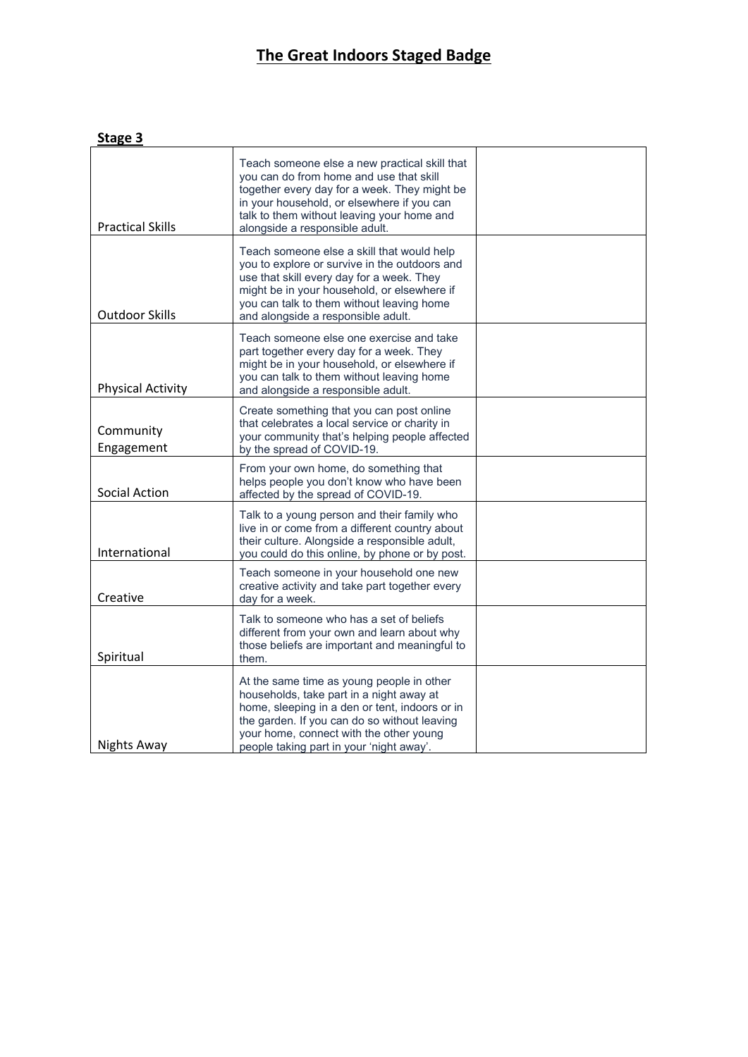# The Great Indoors Staged Badge

## Stage 3

| | | |
|---|---|---|
| Practical Skills | Teach someone else a new practical skill that you can do from home and use that skill together every day for a week. They might be in your household, or elsewhere if you can talk to them without leaving your home and alongside a responsible adult. | |
| Outdoor Skills | Teach someone else a skill that would help you to explore or survive in the outdoors and use that skill every day for a week. They might be in your household, or elsewhere if you can talk to them without leaving home and alongside a responsible adult. | |
| Physical Activity | Teach someone else one exercise and take part together every day for a week. They might be in your household, or elsewhere if you can talk to them without leaving home and alongside a responsible adult. | |
| Community Engagement | Create something that you can post online that celebrates a local service or charity in your community that's helping people affected by the spread of COVID-19. | |
| Social Action | From your own home, do something that helps people you don't know who have been affected by the spread of COVID-19. | |
| International | Talk to a young person and their family who live in or come from a different country about their culture. Alongside a responsible adult, you could do this online, by phone or by post. | |
| Creative | Teach someone in your household one new creative activity and take part together every day for a week. | |
| Spiritual | Talk to someone who has a set of beliefs different from your own and learn about why those beliefs are important and meaningful to them. | |
| Nights Away | At the same time as young people in other households, take part in a night away at home, sleeping in a den or tent, indoors or in the garden. If you can do so without leaving your home, connect with the other young people taking part in your 'night away'. | |